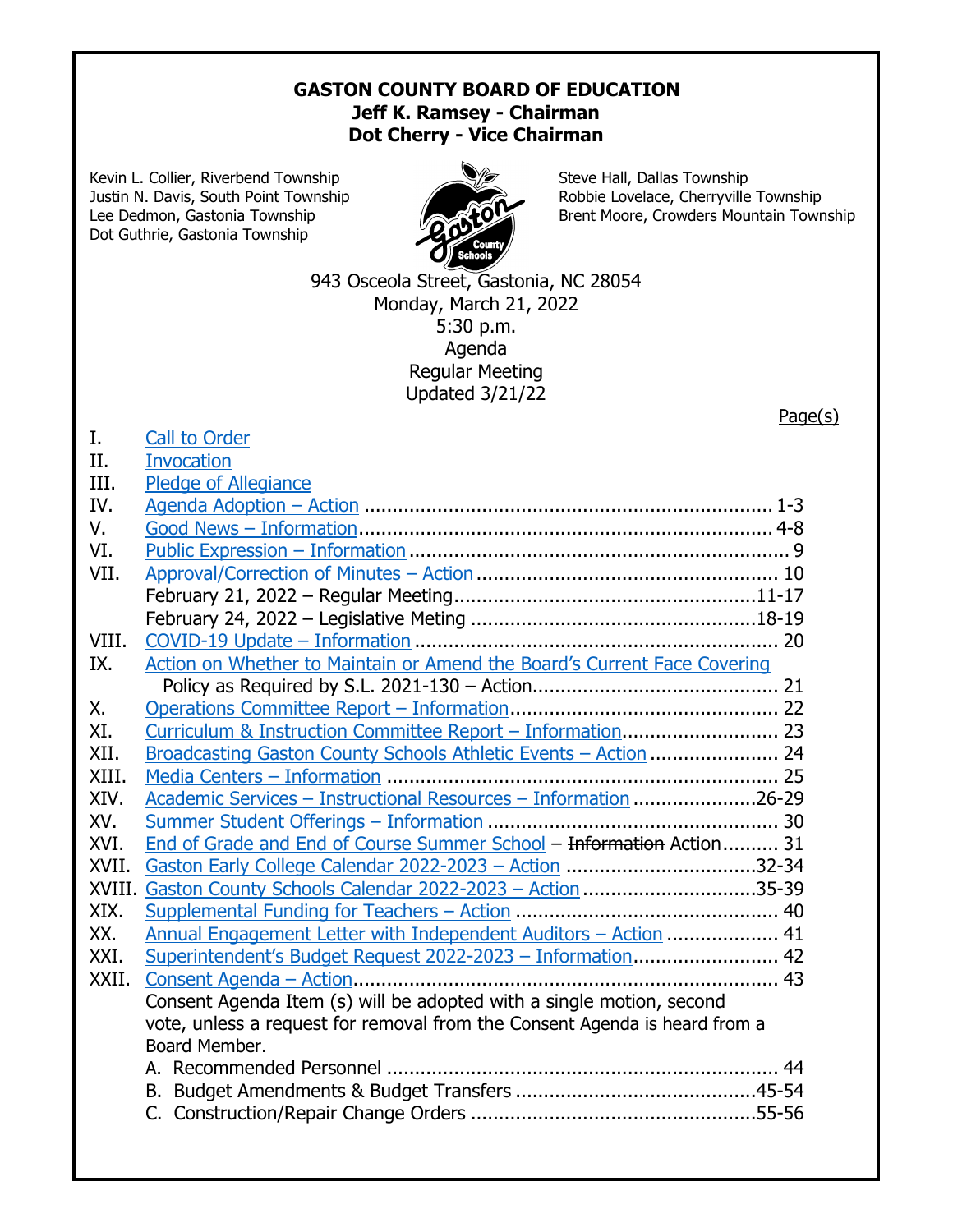**GASTON COUNTY BOARD OF EDUCATION**
**Jeff K. Ramsey - Chairman**
**Dot Cherry - Vice Chairman**

Kevin L. Collier, Riverbend Township
Justin N. Davis, South Point Township
Lee Dedmon, Gastonia Township
Dot Guthrie, Gastonia Township

Steve Hall, Dallas Township
Robbie Lovelace, Cherryville Township
Brent Moore, Crowders Mountain Township

943 Osceola Street, Gastonia, NC 28054
Monday, March 21, 2022
5:30 p.m.
Agenda
Regular Meeting
Updated 3/21/22

Page(s)

I. Call to Order
II. Invocation
III. Pledge of Allegiance
IV. Agenda Adoption – Action ........................................ 1-3
V. Good News – Information ........................................ 4-8
VI. Public Expression – Information ........................................ 9
VII. Approval/Correction of Minutes – Action ........................................ 10
February 21, 2022 – Regular Meeting ........................................ 11-17
February 24, 2022 – Legislative Meting ........................................ 18-19
VIII. COVID-19 Update – Information ........................................ 20
IX. Action on Whether to Maintain or Amend the Board's Current Face Covering Policy as Required by S.L. 2021-130 – Action ........................................ 21
X. Operations Committee Report – Information ........................................ 22
XI. Curriculum & Instruction Committee Report – Information ........................................ 23
XII. Broadcasting Gaston County Schools Athletic Events – Action ........................................ 24
XIII. Media Centers – Information ........................................ 25
XIV. Academic Services – Instructional Resources – Information ........................................ 26-29
XV. Summer Student Offerings – Information ........................................ 30
XVI. End of Grade and End of Course Summer School – ~~Information~~ Action ........................................ 31
XVII. Gaston Early College Calendar 2022-2023 – Action ........................................ 32-34
XVIII. Gaston County Schools Calendar 2022-2023 – Action ........................................ 35-39
XIX. Supplemental Funding for Teachers – Action ........................................ 40
XX. Annual Engagement Letter with Independent Auditors – Action ........................................ 41
XXI. Superintendent's Budget Request 2022-2023 – Information ........................................ 42
XXII. Consent Agenda – Action ........................................ 43
Consent Agenda Item (s) will be adopted with a single motion, second vote, unless a request for removal from the Consent Agenda is heard from a Board Member.
A. Recommended Personnel ........................................ 44
B. Budget Amendments & Budget Transfers ........................................ 45-54
C. Construction/Repair Change Orders ........................................ 55-56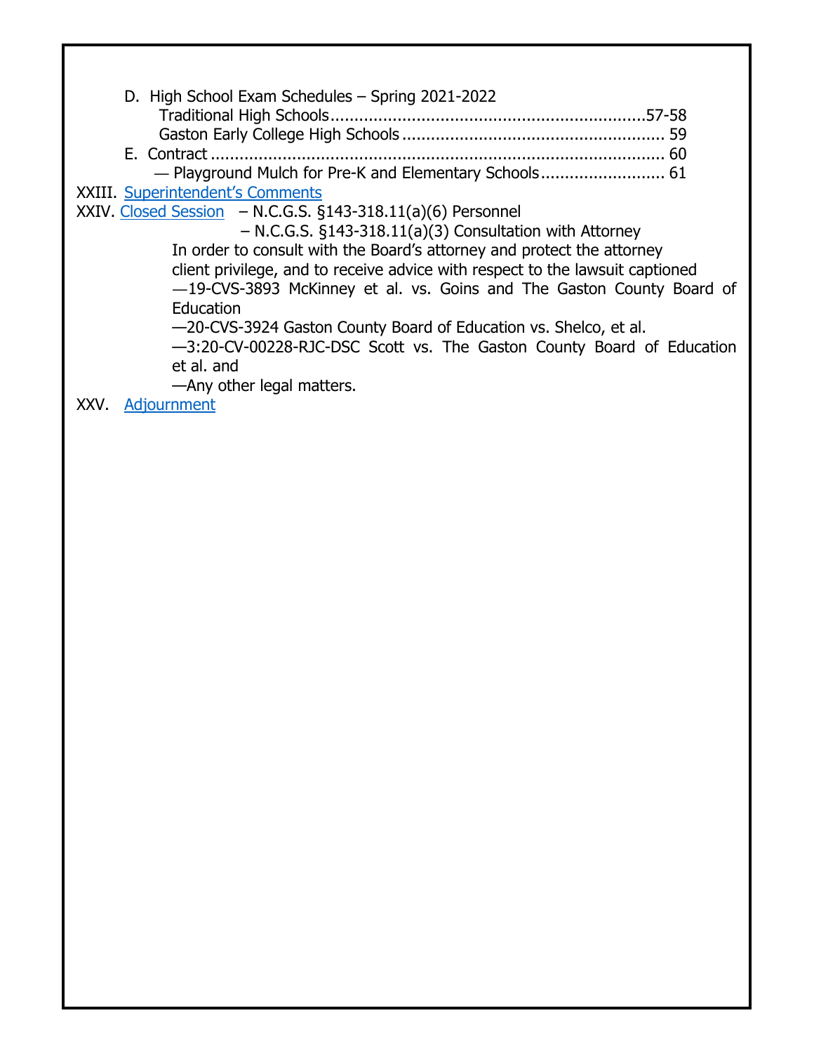D. High School Exam Schedules – Spring 2021-2022
   Traditional High Schools..................................................................57-58
   Gaston Early College High Schools ....................................................... 59

E. Contract ............................................................................................. 60
   — Playground Mulch for Pre-K and Elementary Schools.......................... 61

XXIII. Superintendent's Comments

XXIV. Closed Session – N.C.G.S. §143-318.11(a)(6) Personnel
– N.C.G.S. §143-318.11(a)(3) Consultation with Attorney

In order to consult with the Board's attorney and protect the attorney client privilege, and to receive advice with respect to the lawsuit captioned

—19-CVS-3893 McKinney et al. vs. Goins and The Gaston County Board of Education

—20-CVS-3924 Gaston County Board of Education vs. Shelco, et al.

—3:20-CV-00228-RJC-DSC Scott vs. The Gaston County Board of Education et al. and

—Any other legal matters.

XXV. Adjournment